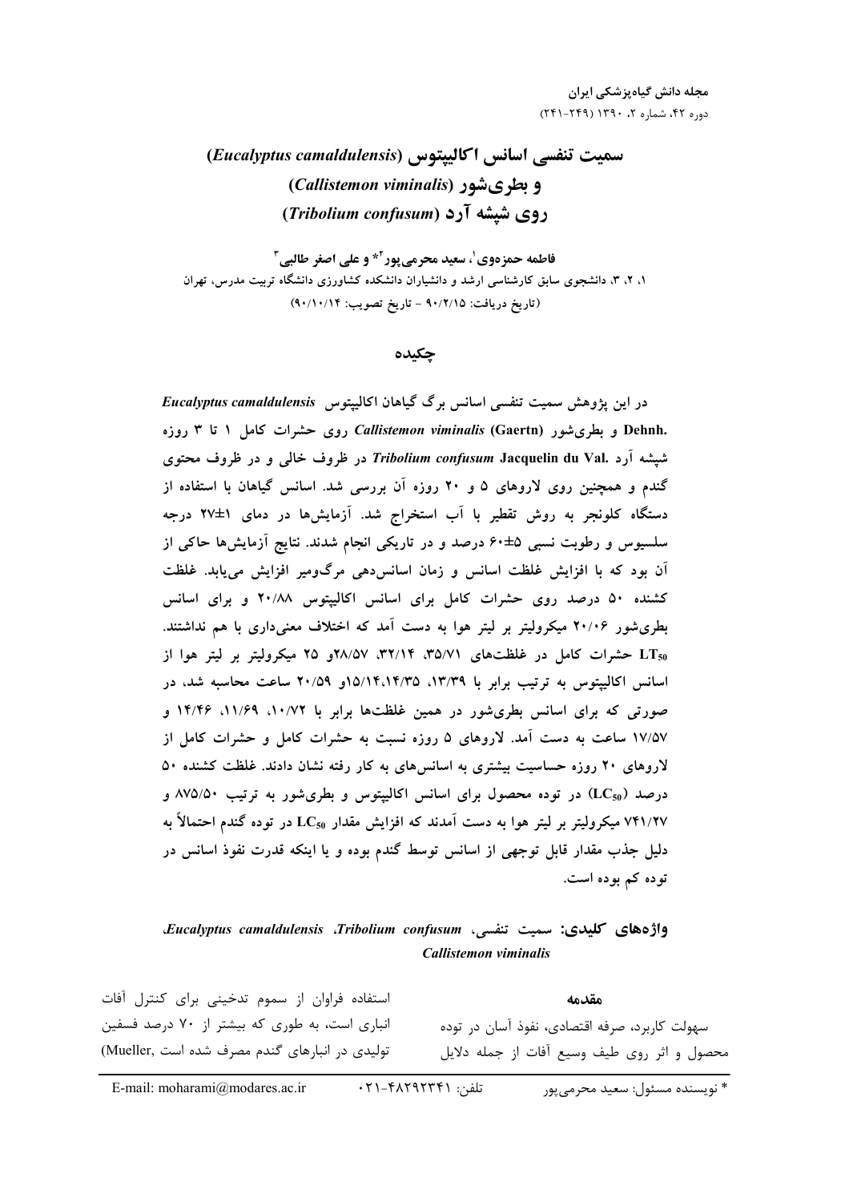# سمیت تنفسی اسانس اکالیپتوس (*Eucalyptus camaldulensis*) و بطری‌شور (*Callistemon viminalis*) روی شپشه آرد (*Tribolium confusum*)

**فاطمه حمزه‌وی[1]، سعید محرمی‌پور[2]\* و علی اصغر طالبی[3]**

۱، ۲، ۳، دانشجوی سابق کارشناسی ارشد و دانشیاران دانشکده کشاورزی دانشگاه تربیت مدرس، تهران

(تاریخ دریافت: ۹۰/۲/۱۵ - تاریخ تصویب: ۹۰/۱۰/۱۴)

## چکیده

در این پژوهش سمیت تنفسی اسانس برگ گیاهان اکالیپتوس *Eucalyptus camaldulensis* Dehnh. و بطری‌شور *Callistemon viminalis* (Gaertn) روی حشرات کامل ۱ تا ۳ روزه شپشه آرد *Tribolium confusum* Jacquelin du Val. در ظروف خالی و در ظروف محتوی گندم و همچنین روی لاروهای ۵ و ۲۰ روزه آن بررسی شد. اسانس گیاهان با استفاده از دستگاه کلونجر به روش تقطیر با آب استخراج شد. آزمایش‌ها در دمای ۱±۲۷ درجه سلسیوس و رطوبت نسبی ۵±۶۰ درصد و در تاریکی انجام شدند. نتایج آزمایش‌ها حاکی از آن بود که با افزایش غلظت اسانس و زمان اسانس‌دهی مرگ‌ومیر افزایش می‌یابد. غلظت کشنده ۵۰ درصد روی حشرات کامل برای اسانس اکالیپتوس ۲۰/۸۸ و برای اسانس بطری‌شور ۲۰/۰۶ میکرولیتر بر لیتر هوا به دست آمد که اختلاف معنی‌داری با هم نداشتند. $LT_{50}$ حشرات کامل در غلظت‌های ۳۵/۷۱، ۳۲/۱۴، ۲۸/۵۷و ۲۵ میکرولیتر بر لیتر هوا از اسانس اکالیپتوس به ترتیب برابر با ۱۳/۳۹، ۱۴/۳۵، ۱۵/۱۴و ۲۰/۵۹ ساعت محاسبه شد، در صورتی که برای اسانس بطری‌شور در همین غلظت‌ها برابر با ۱۰/۷۲، ۱۱/۶۹، ۱۴/۴۶ و ۱۷/۵۷ ساعت به دست آمد. لاروهای ۵ روزه نسبت به حشرات کامل و حشرات کامل از لاروهای ۲۰ روزه حساسیت بیشتری به اسانس‌های به کار رفته نشان دادند. غلظت کشنده ۵۰ درصد ($LC_{50}$) در توده محصول برای اسانس اکالیپتوس و بطری‌شور به ترتیب ۸۷۵/۵۰ و ۷۴۱/۲۷ میکرولیتر بر لیتر هوا به دست آمدند که افزایش مقدار $LC_{50}$ در توده گندم احتمالاً به دلیل جذب مقدار قابل توجهی از اسانس توسط گندم بوده و یا اینکه قدرت نفوذ اسانس در توده کم بوده است.

**واژه‌های کلیدی:** سمیت تنفسی، *Tribolium confusum*، *Eucalyptus camaldulensis*، *Callistemon viminalis*

## مقدمه

سهولت کاربرد، صرفه اقتصادی، نفوذ آسان در توده محصول و اثر روی طیف وسیع آفات از جمله دلایل استفاده فراوان از سموم تدخینی برای کنترل آفات انباری است، به طوری که بیشتر از ۷۰ درصد فسفین تولیدی در انبارهای گندم مصرف شده است (Mueller,

\* نویسنده مسئول: سعید محرمی‌پور  تلفن: ۴۸۲۹۲۳۴۱-۰۲۱  E-mail: moharami@modares.ac.ir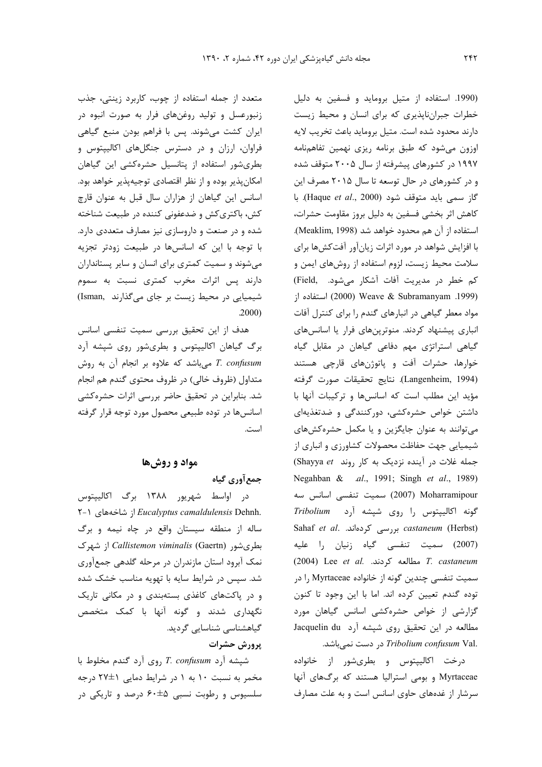(1990. استفاده از متیل بروماید و فسفین به دلیل خطرات جبران‌ناپذیری که برای انسان و محیط زیست دارند محدود شده است. متیل بروماید باعث تخریب لایه اوزون می‌شود که طبق برنامه ریزی نهمین تفاهم‌نامه ۱۹۹۷ در کشورهای پیشرفته از سال ۲۰۰۵ متوقف شده و در کشورهای در حال توسعه تا سال ۲۰۱۵ مصرف این گاز سمی باید متوقف شود (Haque *et al*., 2000). با کاهش اثر بخشی فسفین به دلیل بروز مقاومت حشرات، استفاده از آن هم محدود خواهد شد (Meaklim, 1998). با افزایش شواهد در مورد اثرات زیان‌آور آفت‌کش‌ها برای سلامت محیط زیست، لزوم استفاده از روش‌های ایمن و کم خطر در مدیریت آفات آشکار می‌شود. (Field, 1999). Weave & Subramanyam (2000) استفاده از مواد معطر گیاهی در انبارهای گندم را برای کنترل آفات انباری پیشنهاد کردند. منوترپن‌های فرار یا اسانس‌های گیاهی استراتژی مهم دفاعی گیاهان در مقابل گیاه خوارها، حشرات آفت و پاتوژن‌های قارچی هستند (Langenheim, 1994). نتایج تحقیقات صورت گرفته مؤید این مطلب است که اسانس‌ها و ترکیبات آنها با داشتن خواص حشره‌کشی، دورکنندگی و ضدتغذیه‌ای می‌توانند به عنوان جایگزین و یا مکمل حشره‌کش‌های شیمیایی جهت حفاظت محصولات کشاورزی و انباری از جمله غلات در آینده نزدیک به کار روند (Shayya *et al*., 1991; Singh *et al*., 1989) Negahban & Moharramipour (2007) سمیت تنفسی اسانس سه گونه اکالیپتوس را روی شپشه آرد *Tribolium castaneum* (Herbst) بررسی کرده‌اند. Sahaf *et al*. (2007) سمیت تنفسی گیاه زنیان را علیه *T. castaneum* مطالعه کردند. Lee *et al*. (2004) سمیت تنفسی چندین گونه از خانواده Myrtaceae را در توده گندم تعیین کرده اند. اما با این وجود تا کنون گزارشی از خواص حشره‌کشی اسانس گیاهان مورد مطالعه در این تحقیق روی شپشه آرد *Tribolium confusum* Jacquelin du Val. در دست نمی‌باشد.

درخت اکالیپتوس و بطری‌شور از خانواده Myrtaceae و بومی استرالیا هستند که برگ‌های آنها سرشار از غده‌های حاوی اسانس است و به علت مصارف متعدد از جمله استفاده از چوب، کاربرد زینتی، جذب زنبورعسل و تولید روغن‌های فرار به صورت انبوه در ایران کشت می‌شوند. پس با فراهم بودن منبع گیاهی فراوان، ارزان و در دسترس جنگل‌های اکالیپتوس و بطری‌شور استفاده از پتانسیل حشره‌کشی این گیاهان امکان‌پذیر بوده و از نظر اقتصادی توجیه‌پذیر خواهد بود. اسانس این گیاهان از هزاران سال قبل به عنوان قارچ کش، باکتری‌کش و ضدعفونی کننده در طبیعت شناخته شده و در صنعت و داروسازی نیز مصارف متعددی دارد. با توجه با این که اسانس‌ها در طبیعت زودتر تجزیه می‌شوند و سمیت کمتری برای انسان و سایر پستانداران دارند پس اثرات مخرب کمتری نسبت به سموم شیمیایی در محیط زیست بر جای می‌گذارند (Isman, 2000).

هدف از این تحقیق بررسی سمیت تنفسی اسانس برگ گیاهان اکالیپتوس و بطری‌شور روی شپشه آرد *T. confusum* می‌باشد که علاوه بر انجام آن به روش متداول (ظروف خالی) در ظروف محتوی گندم هم انجام شد. بنابراین در تحقیق حاضر بررسی اثرات حشره‌کشی اسانس‌ها در توده طبیعی محصول مورد توجه قرار گرفته است.

## مواد و روش‌ها

### جمع‌آوری گیاه

در اواسط شهریور ۱۳۸۸ برگ اکالیپتوس *Eucalyptus camaldulensis* Dehnh. از شاخه‌های ۱-۲ ساله از منطقه سیستان واقع در چاه نیمه و برگ بطری‌شور *Callistemon viminalis* (Gaertn) از شهرک نمک آبرود استان مازندران در مرحله گلدهی جمع‌آوری شد. سپس در شرایط سایه با تهویه مناسب خشک شده و در پاکت‌های کاغذی بسته‌بندی و در مکانی تاریک نگهداری شدند و گونه آنها با کمک متخصص گیاهشناسی شناسایی گردید.

### پرورش حشرات

شپشه آرد *T. confusum* روی آرد گندم مخلوط با مخمر به نسبت ۱۰ به ۱ در شرایط دمایی ۱±۲۷ درجه سلسیوس و رطوبت نسبی ۵±۶۰ درصد و تاریکی در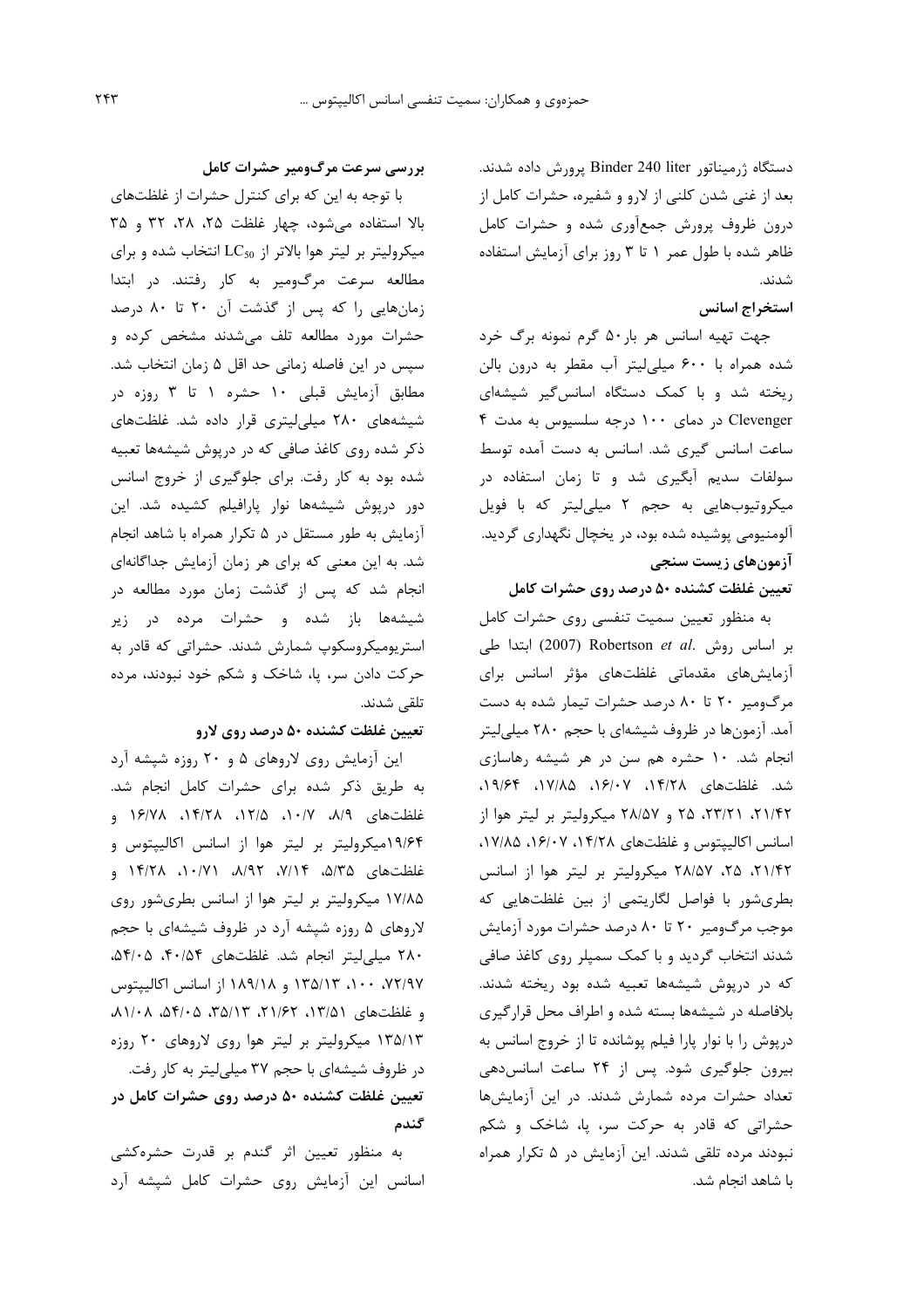دستگاه ژرمیناتور Binder 240 liter پرورش داده شدند. بعد از غنی شدن کلنی از لارو و شفیره، حشرات کامل از درون ظروف پرورش جمع‌آوری شده و حشرات کامل ظاهر شده با طول عمر ۱ تا ۳ روز برای آزمایش استفاده شدند.

### استخراج اسانس

جهت تهیه اسانس هر بار۵۰ گرم نمونه برگ خرد شده همراه با ۶۰۰ میلی‌لیتر آب مقطر به درون بالن ریخته شد و با کمک دستگاه اسانس‌گیر شیشه‌ای Clevenger در دمای ۱۰۰ درجه سلسیوس به مدت ۴ ساعت اسانس گیری شد. اسانس به دست آمده توسط سولفات سدیم آبگیری شد و تا زمان استفاده در میکروتیوب‌هایی به حجم ۲ میلی‌لیتر که با فویل آلومینیومی پوشیده شده بود، در یخچال نگهداری گردید.

### آزمون‌های زیست سنجی

#### تعیین غلظت کشنده ۵۰ درصد روی حشرات کامل

به منظور تعیین سمیت تنفسی روی حشرات کامل بر اساس روش *Robertson et al.* (2007) ابتدا طی آزمایش‌های مقدماتی غلظت‌های مؤثر اسانس برای مرگ‌ومیر ۲۰ تا ۸۰ درصد حشرات تیمار شده به دست آمد. آزمون‌ها در ظروف شیشه‌ای با حجم ۲۸۰ میلی‌لیتر انجام شد. ۱۰ حشره هم سن در هر شیشه رهاسازی شد. غلظت‌های ۱۴/۲۸، ۱۶/۰۷، ۱۷/۸۵، ۱۹/۶۴، ۲۱/۴۲، ۲۳/۲۱، ۲۵ و ۲۸/۵۷ میکرولیتر بر لیتر هوا از اسانس اکالیپتوس و غلظت‌های ۱۴/۲۸، ۱۶/۰۷، ۱۷/۸۵، ۲۱/۴۲، ۲۵، ۲۸/۵۷ میکرولیتر بر لیتر هوا از اسانس بطری‌شور با فواصل لگاریتمی از بین غلظت‌هایی که موجب مرگ‌ومیر ۲۰ تا ۸۰ درصد حشرات مورد آزمایش شدند انتخاب گردید و با کمک سمپلر روی کاغذ صافی که در درپوش شیشه‌ها تعبیه شده بود ریخته شدند. بلافاصله در شیشه‌ها بسته شده و اطراف محل قرارگیری درپوش را با نوار پارا فیلم پوشانده تا از خروج اسانس به بیرون جلوگیری شود. پس از ۲۴ ساعت اسانس‌دهی تعداد حشرات مرده شمارش شدند. در این آزمایش‌ها حشراتی که قادر به حرکت سر، پا، شاخک و شکم نبودند مرده تلقی شدند. این آزمایش در ۵ تکرار همراه با شاهد انجام شد.

#### بررسی سرعت مرگ‌ومیر حشرات کامل

با توجه به این که برای کنترل حشرات از غلظت‌های بالا استفاده می‌شود، چهار غلظت ۲۵، ۲۸، ۳۲ و ۳۵ میکرولیتر بر لیتر هوا بالاتر از $LC_{50}$ انتخاب شده و برای مطالعه سرعت مرگ‌ومیر به کار رفتند. در ابتدا زمان‌هایی را که پس از گذشت آن ۲۰ تا ۸۰ درصد حشرات مورد مطالعه تلف می‌شدند مشخص کرده و سپس در این فاصله زمانی حد اقل ۵ زمان انتخاب شد. مطابق آزمایش قبلی ۱۰ حشره ۱ تا ۳ روزه در شیشه‌های ۲۸۰ میلی‌لیتری قرار داده شد. غلظت‌های ذکر شده روی کاغذ صافی که در درپوش شیشه‌ها تعبیه شده بود به کار رفت. برای جلوگیری از خروج اسانس دور درپوش شیشه‌ها نوار پارافیلم کشیده شد. این آزمایش به طور مستقل در ۵ تکرار همراه با شاهد انجام شد. به این معنی که برای هر زمان آزمایش جداگانه‌ای انجام شد که پس از گذشت زمان مورد مطالعه در شیشه‌ها باز شده و حشرات مرده در زیر استریومیکروسکوپ شمارش شدند. حشراتی که قادر به حرکت دادن سر، پا، شاخک و شکم خود نبودند، مرده تلقی شدند.

#### تعیین غلظت کشنده ۵۰ درصد روی لارو

این آزمایش روی لاروهای ۵ و ۲۰ روزه شپشه آرد به طریق ذکر شده برای حشرات کامل انجام شد. غلظت‌های ۸/۹، ۱۰/۷، ۱۲/۵، ۱۴/۲۸، ۱۶/۷۸ و ۱۹/۶۴میکرولیتر بر لیتر هوا از اسانس اکالیپتوس و غلظت‌های ۵/۳۵، ۷/۱۴، ۸/۹۲، ۱۰/۷۱، ۱۴/۲۸ و ۱۷/۸۵ میکرولیتر بر لیتر هوا از اسانس بطری‌شور روی لاروهای ۵ روزه شپشه آرد در ظروف شیشه‌ای با حجم ۲۸۰ میلی‌لیتر انجام شد. غلظت‌های ۴۰/۵۴، ۵۴/۰۵، ۷۲/۹۷، ۱۰۰، ۱۳۵/۱۳ و ۱۸۹/۱۸ از اسانس اکالیپتوس و غلظت‌های ۱۳/۵۱، ۲۱/۶۲، ۳۵/۱۳، ۵۴/۰۵، ۸۱/۰۸، ۱۳۵/۱۳ میکرولیتر بر لیتر هوا روی لاروهای ۲۰ روزه در ظروف شیشه‌ای با حجم ۳۷ میلی‌لیتر به کار رفت.

#### تعیین غلظت کشنده ۵۰ درصد روی حشرات کامل در گندم

به منظور تعیین اثر گندم بر قدرت حشره‌کشی اسانس این آزمایش روی حشرات کامل شپشه آرد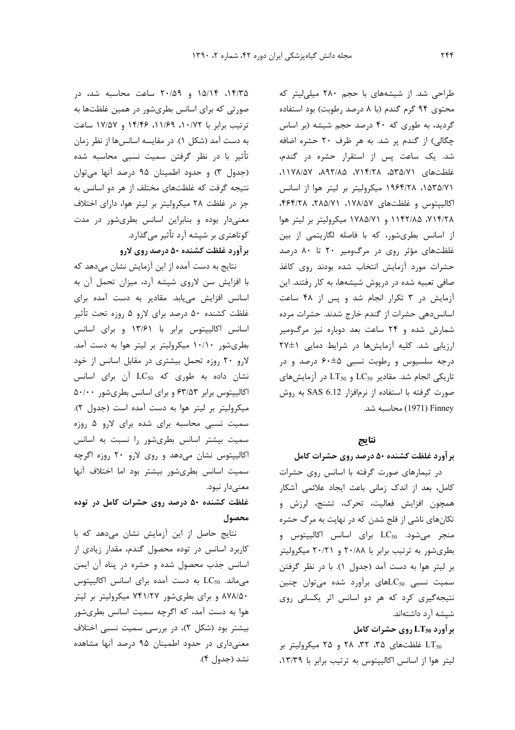طراحی شد. از شیشه‌های با حجم ۲۸۰ میلی‌لیتر که محتوی ۹۴ گرم گندم (با ۸ درصد رطوبت) بود استفاده گردید، به طوری که ۴۰ درصد حجم شیشه (بر اساس چگالی) از گندم پر شد. به هر ظرف ۲۰ حشره اضافه شد. یک ساعت پس از استقرار حشره در گندم، غلظت‌های ۵۳۵/۷۱، ۷۱۴/۲۸، ۸۹۲/۸۵، ۱۱۷۸/۵۷، ۱۵۳۵/۷۱، ۱۹۶۴/۲۸ میکرولیتر بر لیتر هوا از اسانس اکالیپتوس و غلظت‌های ۱۷۸/۵۷، ۲۸۵/۷۱، ۴۶۴/۲۸، ۷۱۴/۲۸، ۱۱۴۲/۸۵ و ۱۷۸۵/۷۱ میکرولیتر بر لیتر هوا از اسانس بطری‌شور، که با فاصله لگاریتمی از بین غلظت‌های مؤثر روی در مرگ‌ومیر ۲۰ تا ۸۰ درصد حشرات مورد آزمایش انتخاب شده بودند روی کاغذ صافی تعبیه شده در درپوش شیشه‌ها، به کار رفتند. این آزمایش در ۳ تکرار انجام شد و پس از ۴۸ ساعت اسانس‌دهی حشرات از گندم خارج شدند. حشرات مرده شمارش شده و ۲۴ ساعت بعد دوباره نیز مرگ‌ومیر ارزیابی شد. کلیه آزمایش‌ها در شرایط دمایی ۱±۲۷ درجه سلسیوس و رطوبت نسبی ۵±۶۰ درصد و در تاریکی انجام شد. مقادیر $LC_{50}$ و $LT_{50}$ در آزمایش‌های صورت گرفته با استفاده از نرم‌افزار SAS 6.12 به روش Finney (1971) محاسبه شد.

## نتایج

### برآورد غلظت کشنده ۵۰ درصد روی حشرات کامل

در تیمارهای صورت گرفته با اسانس روی حشرات کامل، بعد از اندک زمانی باعث ایجاد علائمی آشکار همچون افزایش فعالیت، تحرک، تشنج، لرزش و تکان‌های ناشی از فلج شدن که در نهایت به مرگ حشره منجر می‌شود. $LC_{50}$ برای اسانس اکالیپتوس و بطری‌شور به ترتیب برابر با ۲۰/۸۸ و ۲۰/۲۱ میکرولیتر بر لیتر هوا به دست آمد (جدول ۱). با در نظر گرفتن سمیت نسبی $LC_{50}$های برآورد شده می‌توان چنین نتیجه‌گیری کرد که هر دو اسانس اثر یکسانی روی شپشه آرد داشته‌اند.

### برآورد $LT_{50}$ روی حشرات کامل

$LT_{50}$ غلظت‌های ۳۵، ۳۲، ۲۸ و ۲۵ میکرولیتر بر لیتر هوا از اسانس اکالیپتوس به ترتیب برابر با ۱۳/۳۹، ۱۴/۳۵، ۱۵/۱۴ و ۲۰/۵۹ ساعت محاسبه شد، در صورتی که برای اسانس بطری‌شور در همین غلظت‌ها به ترتیب برابر با ۱۰/۷۲، ۱۱/۶۹، ۱۴/۴۶ و ۱۷/۵۷ ساعت به دست آمد (شکل ۱). در مقایسه اسانس‌ها از نظر زمان تأثیر با در نظر گرفتن سمیت نسبی محاسبه شده (جدول ۳) و حدود اطمینان ۹۵ درصد آنها می‌توان نتیجه گرفت که غلظت‌های مختلف از هر دو اسانس به جز در غلظت ۲۸ میکرولیتر بر لیتر هوا، دارای اختلاف معنی‌دار بوده و بنابراین اسانس بطری‌شور در مدت کوتاهتری بر شپشه آرد تأثیر می‌گذارد.

### برآورد غلظت کشنده ۵۰ درصد روی لارو

نتایج به دست آمده از این آزمایش نشان می‌دهد که با افزایش سن لاروی شپشه آرد، میزان تحمل آن به اسانس افزایش می‌یابد. مقادیر به دست آمده برای غلظت کشنده ۵۰ درصد برای لارو ۵ روزه تحت تأثیر اسانس اکالیپتوس برابر با ۱۳/۶۱ و برای اسانس بطری‌شور ۱۰/۱۰ میکرولیتر بر لیتر هوا به دست آمد. لارو ۲۰ روزه تحمل بیشتری در مقابل اسانس از خود نشان داده به طوری که $LC_{50}$ آن برای اسانس اکالیپتوس برابر ۶۳/۵۳ و برای اسانس بطری‌شور ۵۰/۰۰ میکرولیتر بر لیتر هوا به دست آمده است (جدول ۲). سمیت نسبی محاسبه شده برای لارو ۵ روزه سمیت بیشتر اسانس بطری‌شور را نسبت به اسانس اکالیپتوس نشان می‌دهد و روی لارو ۲۰ روزه اگرچه سمیت اسانس بطری‌شور بیشتر بود اما اختلاف آنها معنی‌دار نبود.

### غلظت کشنده ۵۰ درصد روی حشرات کامل در توده محصول

نتایج حاصل از این آزمایش نشان می‌دهد که با کاربرد اسانس در توده محصول گندم، مقدار زیادی از اسانس جذب محصول شده و حشره در پناه آن ایمن می‌ماند. $LC_{50}$ به دست آمده برای اسانس اکالیپتوس ۸۷۸/۵۰ و برای بطری‌شور ۷۴۱/۲۷ میکرولیتر بر لیتر هوا به دست آمد، که اگرچه سمیت اسانس بطری‌شور بیشتر بود (شکل ۲)، در بررسی سمیت نسبی اختلاف معنی‌داری در حدود اطمینان ۹۵ درصد آنها مشاهده نشد (جدول ۴).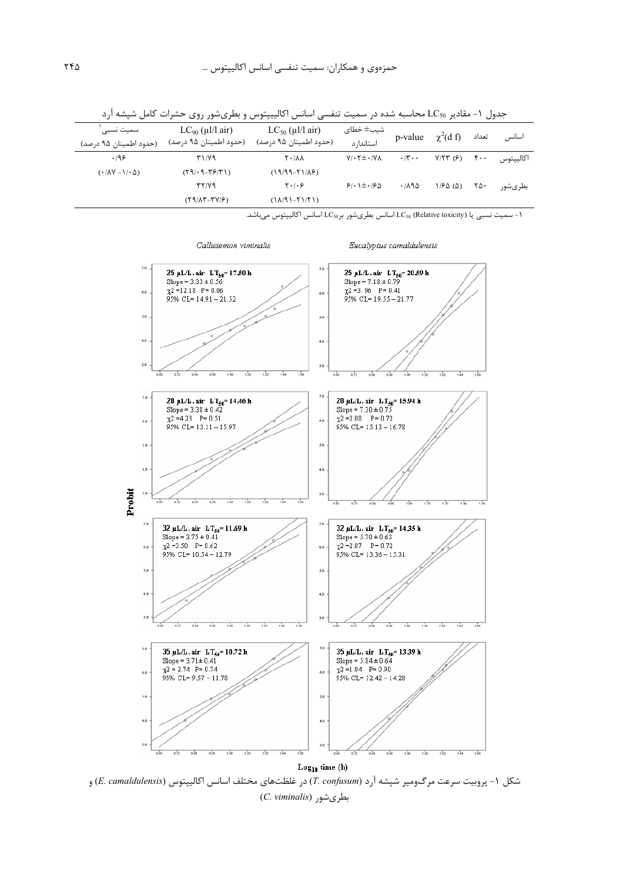جدول ۱- مقادیر $LC_{50}$ محاسبه شده در سمیت تنفسی اسانس اکالیپتوس و بطری‌شور روی حشرات کامل شپشه آرد

| اسانس | تعداد | $\chi^2$(d f) | p-value | شیب± خطای استاندارد | $LC_{50}$ (µl/l air) (حدود اطمینان ۹۵ درصد) | $LC_{90}$ (µl/l air) (حدود اطمینان ۹۵ درصد) | سمیت نسبی[1] (حدود اطمینان ۹۵ درصد) |
|---|---|---|---|---|---|---|---|
| اکالیپتوس | ۴۰۰ | ۷/۲۳ (۶) | ۰/۳۰۰ | ۷/۰۲±۰/۷۸ | ۲۰/۸۸ (۱۹/۹۹-۲۱/۸۶) | ۳۱/۷۹ (۲۹/۰۹-۳۶/۳۱) | ۰/۹۶ (۰/۸۷-۱/۰۵) |
| بطری‌شور | ۲۵۰ | ۱/۶۵ (۵) | ۰/۸۹۵ | ۶/۰۱±۰/۶۵ | ۲۰/۰۶ (۱۸/۹۱-۲۱/۲۱) | ۳۲/۷۹ (۲۹/۸۳-۳۷/۶) | |

۱- سمیت نسبی یا (Relative toxicity) $LC_{50}$ اسانس بطری‌شور بر $LC_{50}$ اسانس اکالیپتوس می‌باشد.

شکل ۱- پروبیت سرعت مرگ‌ومیر شپشه آرد (*T. confusum*) در غلظت‌های مختلف اسانس اکالیپتوس (*E. camaldulensis*) و بطری‌شور (*C. viminalis*)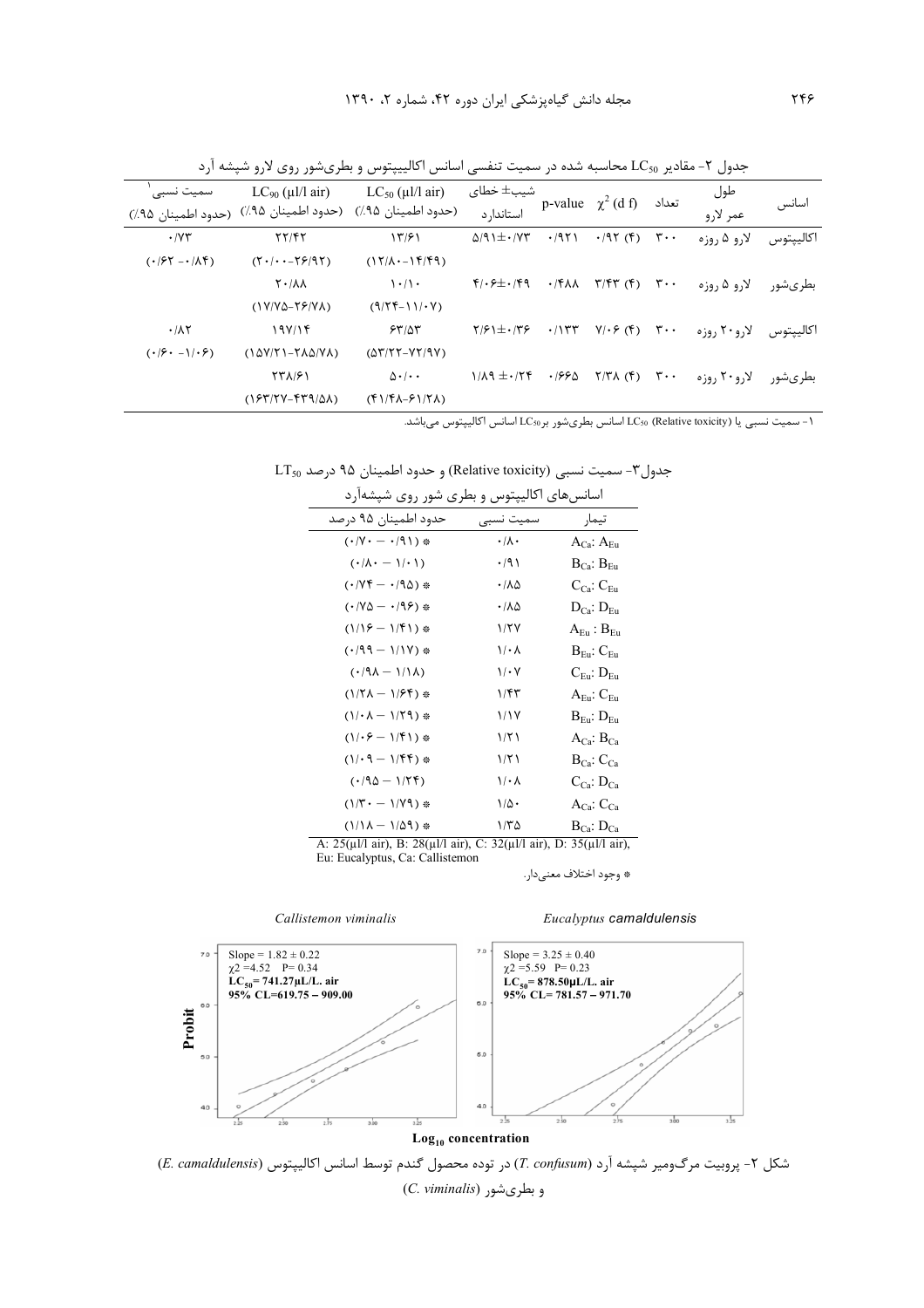جدول ۲- مقادیر $LC_{50}$ محاسبه شده در سمیت تنفسی اسانس اکالیپتوس و بطری‌شور روی لارو شپشه آرد

| اسانس | طول عمر لارو | تعداد | $\chi^2$ (d f) | p-value | شیب± خطای استاندارد | $LC_{50}$ (µl/l air) (حدود اطمینان ۹۵٪) | $LC_{90}$ (µl/l air) (حدود اطمینان ۹۵٪) | سمیت نسبی[۱] (حدود اطمینان ۹۵٪) |
|---|---|---|---|---|---|---|---|---|
| اکالیپتوس | لارو ۵ روزه | ۳۰۰ | ۰/۹۲ (۴) | ۰/۹۲۱ | ۵/۹۱±۰/۷۳ | ۱۳/۶۱ (۱۲/۸۰-۱۴/۴۹) | ۲۲/۴۲ (۲۰/۰۰-۲۶/۹۲) | ۰/۷۳ (۰/۶۲ -۰/۸۴) |
| بطری‌شور | لارو ۵ روزه | ۳۰۰ | ۳/۴۳ (۴) | ۰/۴۸۸ | ۴/۰۶±۰/۴۹ | ۱۰/۱۰ (۹/۲۴-۱۱/۰۷) | ۲۰/۸۸ (۱۷/۷۵-۲۶/۷۸) | |
| اکالیپتوس | لارو۲۰ روزه | ۳۰۰ | ۷/۰۶ (۴) | ۰/۱۳۳ | ۲/۶۱±۰/۳۶ | ۶۳/۵۳ (۵۳/۲۲-۷۲/۹۷) | ۱۹۷/۱۴ (۱۵۷/۲۱-۲۸۵/۷۸) | ۰/۸۲ (۰/۶۰ -۱/۰۶) |
| بطری‌شور | لارو۲۰ روزه | ۳۰۰ | ۲/۳۸ (۴) | ۰/۶۶۵ | ۱/۸۹ ±۰/۲۴ | ۵۰/۰۰ (۴۱/۴۸-۶۱/۲۸) | ۲۳۸/۶۱ (۱۶۳/۲۷-۴۳۹/۵۸) | |

۱- سمیت نسبی یا (Relative toxicity) $LC_{50}$ اسانس بطری‌شور بر $LC_{50}$ اسانس اکالیپتوس می‌باشد.

جدول۳- سمیت نسبی (Relative toxicity) و حدود اطمینان ۹۵ درصد $LT_{50}$ اسانس‌های اکالیپتوس و بطری شور روی شپشه‌آرد

| تیمار | سمیت نسبی | حدود اطمینان ۹۵ درصد |
|---|---|---|
| $A_{Ca}$: $A_{Eu}$ | ۰/۸۰ | (۰/۷۰ – ۰/۹۱) * |
| $B_{Ca}$: $B_{Eu}$ | ۰/۹۱ | (۰/۸۰ – ۱/۰۱) |
| $C_{Ca}$: $C_{Eu}$ | ۰/۸۵ | (۰/۷۴ – ۰/۹۵) * |
| $D_{Ca}$: $D_{Eu}$ | ۰/۸۵ | (۰/۷۵ – ۰/۹۶) * |
| $A_{Eu}$ : $B_{Eu}$ | ۱/۲۷ | (۱/۱۶ – ۱/۴۱) * |
| $B_{Eu}$: $C_{Eu}$ | ۱/۰۸ | (۰/۹۹ – ۱/۱۷) * |
| $C_{Eu}$: $D_{Eu}$ | ۱/۰۷ | (۰/۹۸ – ۱/۱۸) |
| $A_{Eu}$: $C_{Eu}$ | ۱/۴۳ | (۱/۲۸ – ۱/۶۴) * |
| $B_{Eu}$: $D_{Eu}$ | ۱/۱۷ | (۱/۰۸ – ۱/۲۹) * |
| $A_{Ca}$: $B_{Ca}$ | ۱/۲۱ | (۱/۰۶ – ۱/۴۱) * |
| $B_{Ca}$: $C_{Ca}$ | ۱/۲۱ | (۱/۰۹ – ۱/۴۴) * |
| $C_{Ca}$: $D_{Ca}$ | ۱/۰۸ | (۰/۹۵ – ۱/۲۴) |
| $A_{Ca}$: $C_{Ca}$ | ۱/۵۰ | (۱/۳۰ – ۱/۷۹) * |
| $B_{Ca}$: $D_{Ca}$ | ۱/۳۵ | (۱/۱۸ – ۱/۵۹) * |

A: 25(µl/l air), B: 28(µl/l air), C: 32(µl/l air), D: 35(µl/l air),
Eu: Eucalyptus, Ca: Callistemon

* وجود اختلاف معنی‌دار.

*Callistemon viminalis*: Slope = 1.82 ± 0.22, $\chi^2$ =4.52 P= 0.34, $LC_{50}$= 741.27µL/L. air, 95% CL=619.75 – 909.00

*Eucalyptus camaldulensis*: Slope = 3.25 ± 0.40, $\chi^2$ =5.59 P= 0.23, $LC_{50}$= 878.50µL/L. air, 95% CL= 781.57 – 971.70

Probit — $Log_{10}$ concentration

شکل ۲- پروبیت مرگ‌ومیر شپشه آرد (*T. confusum*) در توده محصول گندم توسط اسانس اکالیپتوس (*E. camaldulensis*) و بطری‌شور (*C. viminalis*)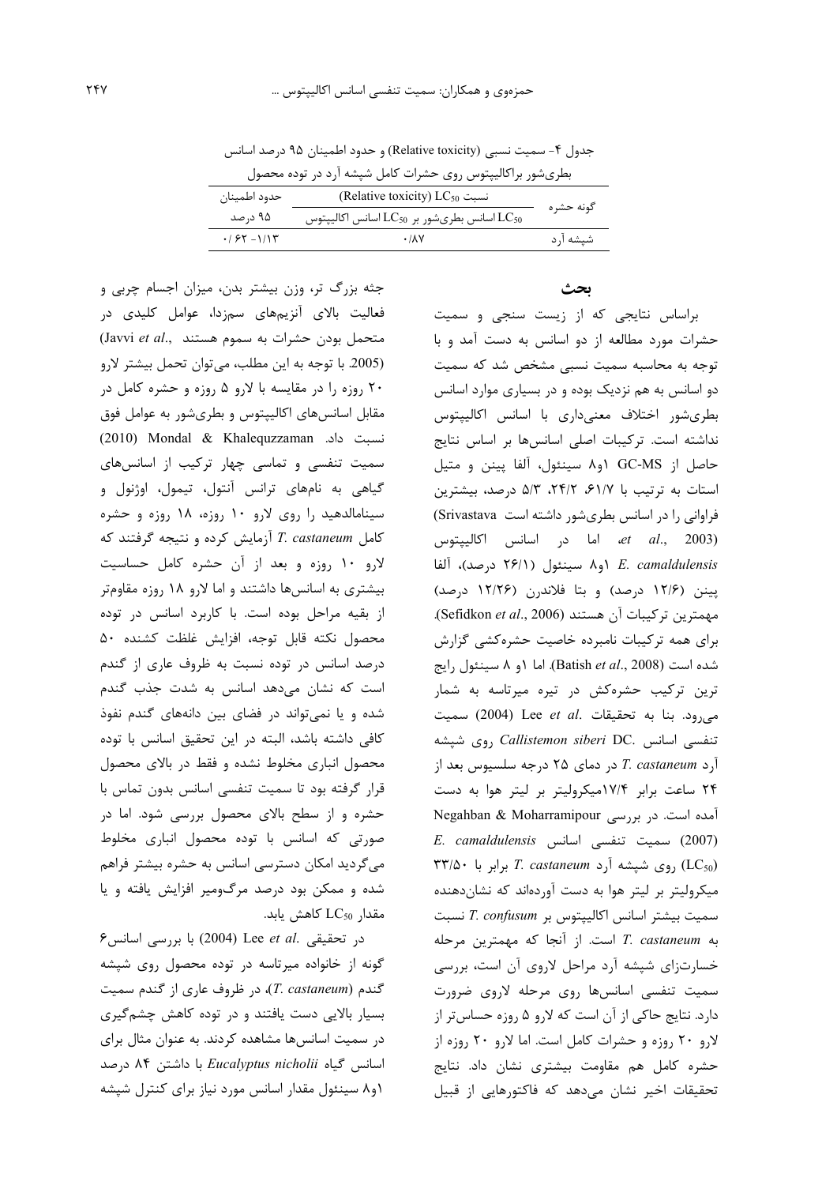جدول ۴- سمیت نسبی (Relative toxicity) و حدود اطمینان ۹۵ درصد اسانس بطری‌شور براکالیپتوس روی حشرات کامل شپشه آرد در توده محصول

| گونه حشره | نسبت $LC_{50}$ (Relative toxicity) | حدود اطمینان |
|---|---|---|
| | $LC_{50}$ اسانس بطری‌شور بر $LC_{50}$ اسانس اکالیپتوس | ۹۵ درصد |
| شپشه آرد | ۰/۸۷ | ۰/۶۲-۱/۱۳ |

## بحث

براساس نتایجی که از زیست سنجی و سمیت حشرات مورد مطالعه از دو اسانس به دست آمد و با توجه به محاسبه سمیت نسبی مشخص شد که سمیت دو اسانس به هم نزدیک بوده و در بسیاری موارد اسانس بطری‌شور اختلاف معنی‌داری با اسانس اکالیپتوس نداشته است. ترکیبات اصلی اسانس‌ها بر اساس نتایج حاصل از GC-MS ۱و۸ سینئول، آلفا پینن و متیل استات به ترتیب با ۶۱/۷، ۲۴/۲، ۵/۳ درصد، بیشترین فراوانی را در اسانس بطری‌شور داشته است (Srivastava *et al*., 2003)، اما در اسانس اکالیپتوس *E. camaldulensis* ۱و۸ سینئول (۲۶/۱ درصد)، آلفا پینن (۱۲/۶ درصد) و بتا فلاندرن (۱۲/۲۶ درصد) مهمترین ترکیبات آن هستند (Sefidkon *et al*., 2006). برای همه ترکیبات نامبرده خاصیت حشره‌کشی گزارش شده است (Batish *et al*., 2008). اما ۱و ۸ سینئول رایج ترین ترکیب حشره‌کش در تیره میرتاسه به شمار می‌رود. بنا به تحقیقات .Lee *et al* (2004) سمیت تنفسی اسانس *Callistemon siberi* DC. روی شپشه آرد *T. castaneum* در دمای ۲۵ درجه سلسیوس بعد از ۲۴ ساعت برابر ۱۷/۴میکرولیتر بر لیتر هوا به دست آمده است. در بررسی Negahban & Moharramipour (2007) سمیت تنفسی اسانس *E. camaldulensis* ($LC_{50}$) روی شپشه آرد *T. castaneum* برابر با ۳۳/۵۰ میکرولیتر بر لیتر هوا به دست آورده‌اند که نشان‌دهنده سمیت بیشتر اسانس اکالیپتوس بر *T. confusum* نسبت به *T. castaneum* است. از آنجا که مهمترین مرحله خسارت‌زای شپشه آرد مراحل لاروی آن است، بررسی سمیت تنفسی اسانس‌ها روی مرحله لاروی ضرورت دارد. نتایج حاکی از آن است که لارو ۵ روزه حساس‌تر از لارو ۲۰ روزه و حشرات کامل است. اما لارو ۲۰ روزه از حشره کامل هم مقاومت بیشتری نشان داد. نتایج تحقیقات اخیر نشان می‌دهد که فاکتورهایی از قبیل جثه بزرگ تر، وزن بیشتر بدن، میزان اجسام چربی و فعالیت بالای آنزیم‌های سم‌زدا، عوامل کلیدی در متحمل بودن حشرات به سموم هستند (Javvi *et al*., 2005). با توجه به این مطلب، می‌توان تحمل بیشتر لارو ۲۰ روزه را در مقایسه با لارو ۵ روزه و حشره کامل در مقابل اسانس‌های اکالیپتوس و بطری‌شور به عوامل فوق نسبت داد. Mondal & Khalequzzaman (2010) سمیت تنفسی و تماسی چهار ترکیب از اسانس‌های گیاهی به نام‌های ترانس آنتول، تیمول، اوژنول و سینامالدهید را روی لارو ۱۰ روزه، ۱۸ روزه و حشره کامل *T. castaneum* آزمایش کرده و نتیجه گرفتند که لارو ۱۰ روزه و بعد از آن حشره کامل حساسیت بیشتری به اسانس‌ها داشتند و اما لارو ۱۸ روزه مقاوم‌تر از بقیه مراحل بوده است. با کاربرد اسانس در توده محصول نکته قابل توجه، افزایش غلظت کشنده ۵۰ درصد اسانس در توده نسبت به ظروف عاری از گندم است که نشان می‌دهد اسانس به شدت جذب گندم شده و یا نمی‌تواند در فضای بین دانه‌های گندم نفوذ کافی داشته باشد، البته در این تحقیق اسانس با توده محصول انباری مخلوط نشده و فقط در بالای محصول قرار گرفته بود تا سمیت تنفسی اسانس بدون تماس با حشره و از سطح بالای محصول بررسی شود. اما در صورتی که اسانس با توده محصول انباری مخلوط می‌گردید امکان دسترسی اسانس به حشره بیشتر فراهم شده و ممکن بود درصد مرگ‌ومیر افزایش یافته و یا مقدار $LC_{50}$ کاهش یابد.

در تحقیقی .Lee *et al* (2004) با بررسی اسانس۶ گونه از خانواده میرتاسه در توده محصول روی شپشه گندم (*T. castaneum*)، در ظروف عاری از گندم سمیت بسیار بالایی دست یافتند و در توده کاهش چشم‌گیری در سمیت اسانس‌ها مشاهده کردند. به عنوان مثال برای اسانس گیاه *Eucalyptus nicholii* با داشتن ۸۴ درصد ۱و۸ سینئول مقدار اسانس مورد نیاز برای کنترل شپشه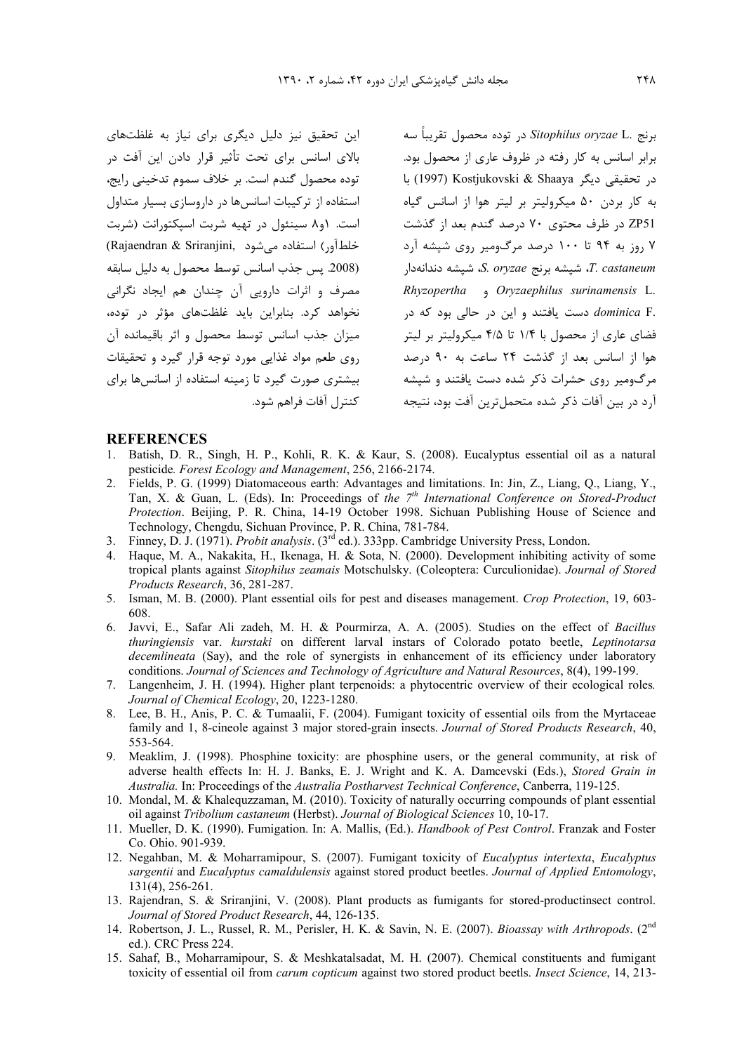برنج .Sitophilus oryzae L در توده محصول تقریباً سه برابر اسانس به کار رفته در ظروف عاری از محصول بود. در تحقیقی دیگر Kostjukovski & Shaaya (1997) با به کار بردن ۵۰ میکرولیتر بر لیتر هوا از اسانس گیاه ZP51 در ظرف محتوی ۷۰ درصد گندم بعد از گذشت ۷ روز به ۹۴ تا ۱۰۰ درصد مرگ‌ومیر روی شپشه آرد *T. castaneum*، شپشه برنج *S. oryzae*، شپشه دندانه‌دار *Oryzaephilus surinamensis* L. و *Rhyzopertha dominica* F. دست یافتند و این در حالی بود که در فضای عاری از محصول با ۱/۴ تا ۴/۵ میکرولیتر بر لیتر هوا از اسانس بعد از گذشت ۲۴ ساعت به ۹۰ درصد مرگ‌ومیر روی حشرات ذکر شده دست یافتند و شپشه آرد در بین آفات ذکر شده متحمل‌ترین آفت بود، نتیجه این تحقیق نیز دلیل دیگری برای نیاز به غلظت‌های بالای اسانس برای تحت تأثیر قرار دادن این آفت در توده محصول گندم است. بر خلاف سموم تدخینی رایج، استفاده از ترکیبات اسانس‌ها در داروسازی بسیار متداول است. ۱و۸ سینئول در تهیه شربت اسپکتورانت (شربت خلط‌آور) استفاده می‌شود (Rajaendran & Sriranjini, 2008). پس جذب اسانس توسط محصول به دلیل سابقه مصرف و اثرات دارویی آن چندان هم ایجاد نگرانی نخواهد کرد. بنابراین باید غلظت‌های مؤثر در توده، میزان جذب اسانس توسط محصول و اثر باقیمانده آن روی طعم مواد غذایی مورد توجه قرار گیرد و تحقیقات بیشتری صورت گیرد تا زمینه استفاده از اسانس‌ها برای کنترل آفات فراهم شود.

## REFERENCES

1. Batish, D. R., Singh, H. P., Kohli, R. K. & Kaur, S. (2008). Eucalyptus essential oil as a natural pesticide. *Forest Ecology and Management*, 256, 2166-2174.
2. Fields, P. G. (1999) Diatomaceous earth: Advantages and limitations. In: Jin, Z., Liang, Q., Liang, Y., Tan, X. & Guan, L. (Eds). In: Proceedings of *the 7th International Conference on Stored-Product Protection*. Beijing, P. R. China, 14-19 October 1998. Sichuan Publishing House of Science and Technology, Chengdu, Sichuan Province, P. R. China, 781-784.
3. Finney, D. J. (1971). *Probit analysis*. (3rd ed.). 333pp. Cambridge University Press, London.
4. Haque, M. A., Nakakita, H., Ikenaga, H. & Sota, N. (2000). Development inhibiting activity of some tropical plants against *Sitophilus zeamais* Motschulsky. (Coleoptera: Curculionidae). *Journal of Stored Products Research*, 36, 281-287.
5. Isman, M. B. (2000). Plant essential oils for pest and diseases management. *Crop Protection*, 19, 603-608.
6. Javvi, E., Safar Ali zadeh, M. H. & Pourmirza, A. A. (2005). Studies on the effect of *Bacillus thuringiensis* var. *kurstaki* on different larval instars of Colorado potato beetle, *Leptinotarsa decemlineata* (Say), and the role of synergists in enhancement of its efficiency under laboratory conditions. *Journal of Sciences and Technology of Agriculture and Natural Resources*, 8(4), 199-199.
7. Langenheim, J. H. (1994). Higher plant terpenoids: a phytocentric overview of their ecological roles. *Journal of Chemical Ecology*, 20, 1223-1280.
8. Lee, B. H., Anis, P. C. & Tumaalii, F. (2004). Fumigant toxicity of essential oils from the Myrtaceae family and 1, 8-cineole against 3 major stored-grain insects. *Journal of Stored Products Research*, 40, 553-564.
9. Meaklim, J. (1998). Phosphine toxicity: are phosphine users, or the general community, at risk of adverse health effects In: H. J. Banks, E. J. Wright and K. A. Damcevski (Eds.), *Stored Grain in Australia.* In: Proceedings of the *Australia Postharvest Technical Conference*, Canberra, 119-125.
10. Mondal, M. & Khalequzzaman, M. (2010). Toxicity of naturally occurring compounds of plant essential oil against *Tribolium castaneum* (Herbst). *Journal of Biological Sciences* 10, 10-17.
11. Mueller, D. K. (1990). Fumigation. In: A. Mallis, (Ed.). *Handbook of Pest Control*. Franzak and Foster Co. Ohio. 901-939.
12. Negahban, M. & Moharramipour, S. (2007). Fumigant toxicity of *Eucalyptus intertexta*, *Eucalyptus sargentii* and *Eucalyptus camaldulensis* against stored product beetles. *Journal of Applied Entomology*, 131(4), 256-261.
13. Rajendran, S. & Sriranjini, V. (2008). Plant products as fumigants for stored-productinsect control. *Journal of Stored Product Research*, 44, 126-135.
14. Robertson, J. L., Russel, R. M., Perisler, H. K. & Savin, N. E. (2007). *Bioassay with Arthropods*. (2nd ed.). CRC Press 224.
15. Sahaf, B., Moharramipour, S. & Meshkatalsadat, M. H. (2007). Chemical constituents and fumigant toxicity of essential oil from *carum copticum* against two stored product beetls. *Insect Science*, 14, 213-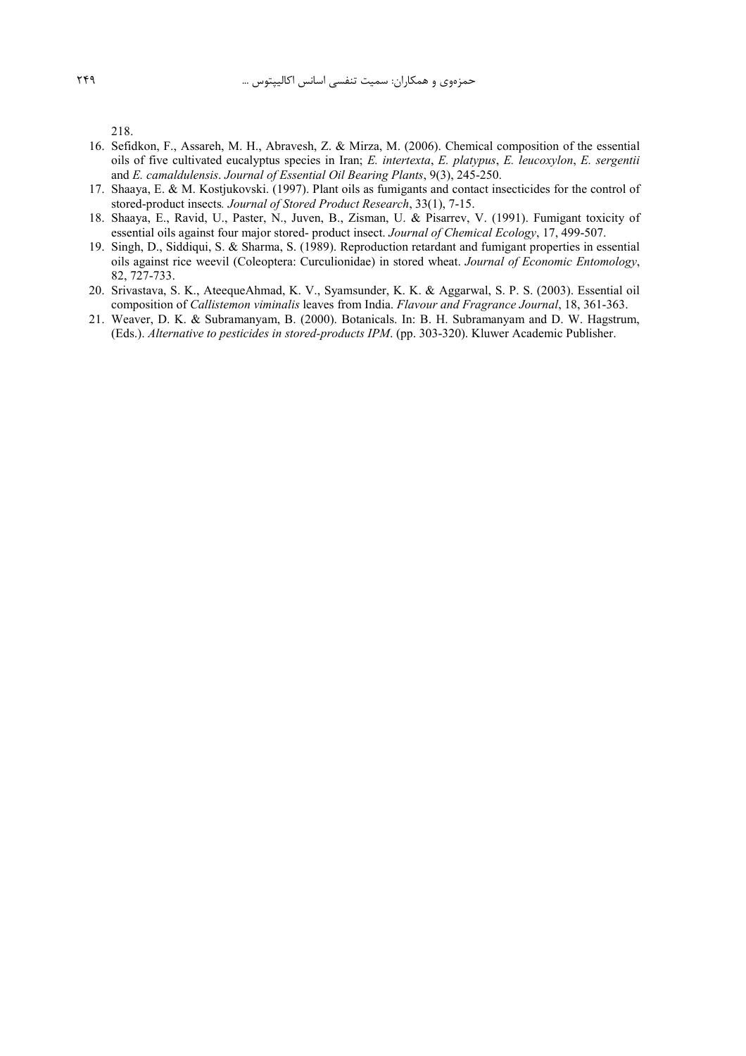218.

16. Sefidkon, F., Assareh, M. H., Abravesh, Z. & Mirza, M. (2006). Chemical composition of the essential oils of five cultivated eucalyptus species in Iran; *E. intertexta*, *E. platypus*, *E. leucoxylon*, *E. sergentii* and *E. camaldulensis*. *Journal of Essential Oil Bearing Plants*, 9(3), 245-250.
17. Shaaya, E. & M. Kostjukovski. (1997). Plant oils as fumigants and contact insecticides for the control of stored-product insects*. Journal of Stored Product Research*, 33(1), 7-15.
18. Shaaya, E., Ravid, U., Paster, N., Juven, B., Zisman, U. & Pisarrev, V. (1991). Fumigant toxicity of essential oils against four major stored- product insect. *Journal of Chemical Ecology*, 17, 499-507.
19. Singh, D., Siddiqui, S. & Sharma, S. (1989). Reproduction retardant and fumigant properties in essential oils against rice weevil (Coleoptera: Curculionidae) in stored wheat. *Journal of Economic Entomology*, 82, 727-733.
20. Srivastava, S. K., AteequeAhmad, K. V., Syamsunder, K. K. & Aggarwal, S. P. S. (2003). Essential oil composition of *Callistemon viminalis* leaves from India. *Flavour and Fragrance Journal*, 18, 361-363.
21. Weaver, D. K. & Subramanyam, B. (2000). Botanicals. In: B. H. Subramanyam and D. W. Hagstrum, (Eds.). *Alternative to pesticides in stored-products IPM*. (pp. 303-320). Kluwer Academic Publisher.